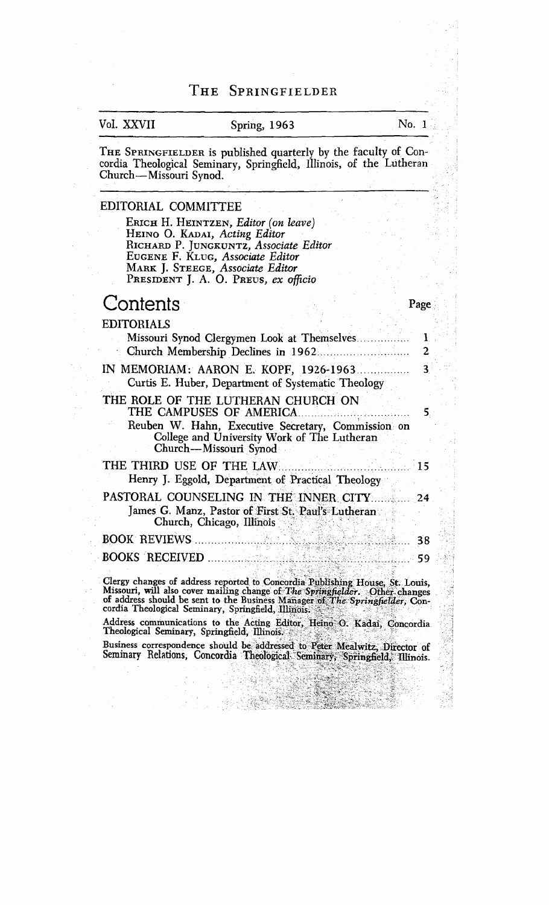# The Springfielder

Vol. XXVII — Spring, 1963 — No. 1

THE SPRINGFIELDER is published quarterly by the faculty of Concordia Theological Seminary, Springfield, Illinois, of the Lutheran Church—Missouri Synod.

## EDITORIAL COMMITTEE

ERICH H. HEINTZEN, *Editor (on leave)*
HEINO O. KADAI, *Acting Editor*
RICHARD P. JUNGKUNTZ, *Associate Editor*
EUGENE F. KLUG, *Associate Editor*
MARK J. STEEGE, *Associate Editor*
PRESIDENT J. A. O. PREUS, *ex officio*

# Contents

| | Page |
|---|---|
| **EDITORIALS** | |
| Missouri Synod Clergymen Look at Themselves | 1 |
| Church Membership Declines in 1962 | 2 |
| **IN MEMORIAM: AARON E. KOPF, 1926-1963** | 3 |
| Curtis E. Huber, Department of Systematic Theology | |
| **THE ROLE OF THE LUTHERAN CHURCH ON THE CAMPUSES OF AMERICA** | 5 |
| Reuben W. Hahn, Executive Secretary, Commission on College and University Work of The Lutheran Church—Missouri Synod | |
| **THE THIRD USE OF THE LAW** | 15 |
| Henry J. Eggold, Department of Practical Theology | |
| **PASTORAL COUNSELING IN THE INNER CITY** | 24 |
| James G. Manz, Pastor of First St. Paul's Lutheran Church, Chicago, Illinois | |
| **BOOK REVIEWS** | 38 |
| **BOOKS RECEIVED** | 59 |

Clergy changes of address reported to Concordia Publishing House, St. Louis, Missouri, will also cover mailing change of *The Springfielder*. Other changes of address should be sent to the Business Manager of *The Springfielder*, Concordia Theological Seminary, Springfield, Illinois.

Address communications to the Acting Editor, Heino O. Kadai, Concordia Theological Seminary, Springfield, Illinois.

Business correspondence should be addressed to Peter Mealwitz, Director of Seminary Relations, Concordia Theological Seminary, Springfield, Illinois.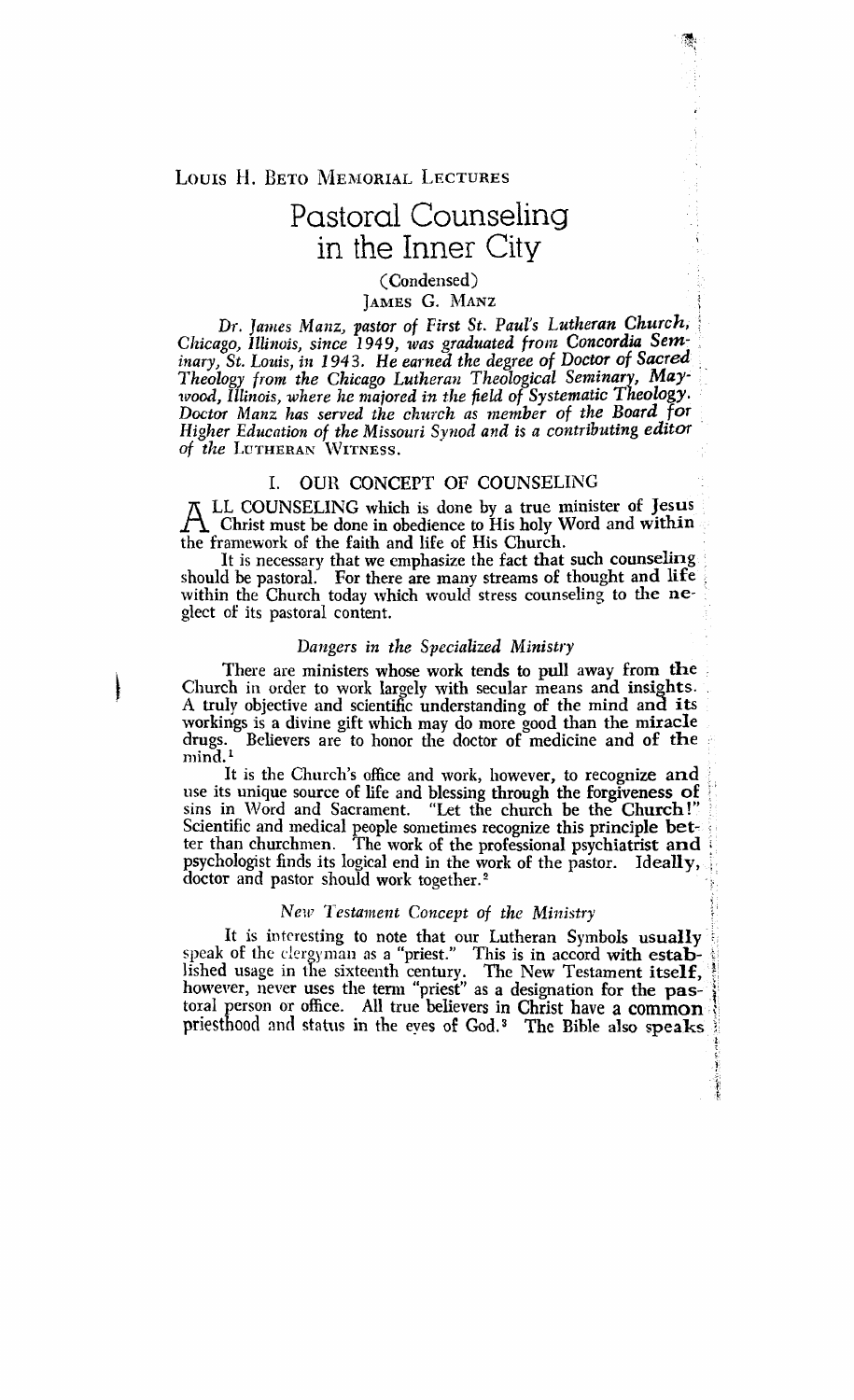LOUIS H. BETO MEMORIAL LECTURES

# Pastoral Counseling in the Inner City

(Condensed)

JAMES G. MANZ

*Dr. James Manz, pastor of First St. Paul's Lutheran Church, Chicago, Illinois, since 1949, was graduated from Concordia Seminary, St. Louis, in 1943. He earned the degree of Doctor of Sacred Theology from the Chicago Lutheran Theological Seminary, Maywood, Illinois, where he majored in the field of Systematic Theology. Doctor Manz has served the church as member of the Board for Higher Education of the Missouri Synod and is a contributing editor of the* LUTHERAN WITNESS.

## I. OUR CONCEPT OF COUNSELING

ALL COUNSELING which is done by a true minister of Jesus Christ must be done in obedience to His holy Word and within the framework of the faith and life of His Church.

It is necessary that we emphasize the fact that such counseling should be pastoral. For there are many streams of thought and life within the Church today which would stress counseling to the neglect of its pastoral content.

### *Dangers in the Specialized Ministry*

There are ministers whose work tends to pull away from the Church in order to work largely with secular means and insights. A truly objective and scientific understanding of the mind and its workings is a divine gift which may do more good than the miracle drugs. Believers are to honor the doctor of medicine and of the mind.[1]

It is the Church's office and work, however, to recognize and use its unique source of life and blessing through the forgiveness of sins in Word and Sacrament. "Let the church be the Church!" Scientific and medical people sometimes recognize this principle better than churchmen. The work of the professional psychiatrist and psychologist finds its logical end in the work of the pastor. Ideally, doctor and pastor should work together.[2]

### *New Testament Concept of the Ministry*

It is interesting to note that our Lutheran Symbols usually speak of the clergyman as a "priest." This is in accord with established usage in the sixteenth century. The New Testament itself, however, never uses the term "priest" as a designation for the pastoral person or office. All true believers in Christ have a common priesthood and status in the eyes of God.[3] The Bible also speaks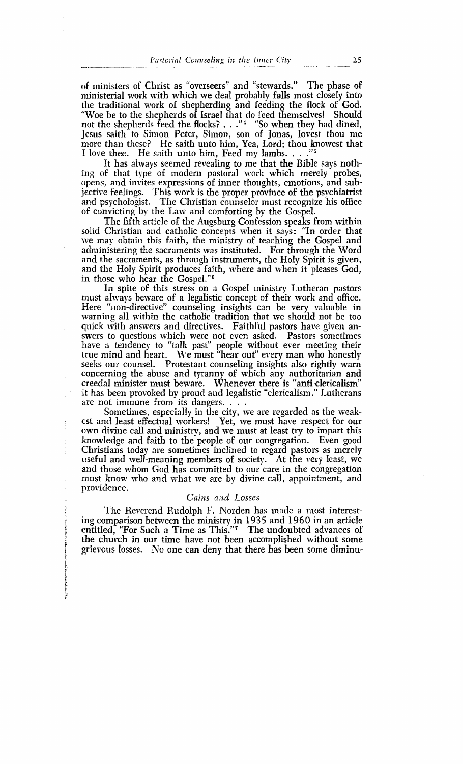of ministers of Christ as "overseers" and "stewards." The phase of ministerial work with which we deal probably falls most closely into the traditional work of shepherding and feeding the flock of God. "Woe be to the shepherds of Israel that do feed themselves! Should not the shepherds feed the flocks? . . ."[4] "So when they had dined, Jesus saith to Simon Peter, Simon, son of Jonas, lovest thou me more than these? He saith unto him, Yea, Lord; thou knowest that I love thee. He saith unto him, Feed my lambs. . . ."[5]

It has always seemed revealing to me that the Bible says nothing of that type of modern pastoral work which merely probes, opens, and invites expressions of inner thoughts, emotions, and subjective feelings. This work is the proper province of the psychiatrist and psychologist. The Christian counselor must recognize his office of convicting by the Law and comforting by the Gospel.

The fifth article of the Augsburg Confession speaks from within solid Christian and catholic concepts when it says: "In order that we may obtain this faith, the ministry of teaching the Gospel and administering the sacraments was instituted. For through the Word and the sacraments, as through instruments, the Holy Spirit is given, and the Holy Spirit produces faith, where and when it pleases God, in those who hear the Gospel."[6]

In spite of this stress on a Gospel ministry Lutheran pastors must always beware of a legalistic concept of their work and office. Here "non-directive" counseling insights can be very valuable in warning all within the catholic tradition that we should not be too quick with answers and directives. Faithful pastors have given answers to questions which were not even asked. Pastors sometimes have a tendency to "talk past" people without ever meeting their true mind and heart. We must "hear out" every man who honestly seeks our counsel. Protestant counseling insights also rightly warn concerning the abuse and tyranny of which any authoritarian and creedal minister must beware. Whenever there is "anti-clericalism" it has been provoked by proud and legalistic "clericalism." Lutherans are not immune from its dangers. . . .

Sometimes, especially in the city, we are regarded as the weakest and least effectual workers! Yet, we must have respect for our own divine call and ministry, and we must at least try to impart this knowledge and faith to the people of our congregation. Even good Christians today are sometimes inclined to regard pastors as merely useful and well-meaning members of society. At the very least, we and those whom God has committed to our care in the congregation must know who and what we are by divine call, appointment, and providence.

### *Gains and Losses*

The Reverend Rudolph F. Norden has made a most interesting comparison between the ministry in 1935 and 1960 in an article entitled, "For Such a Time as This."[7] The undoubted advances of the church in our time have not been accomplished without some grievous losses. No one can deny that there has been some diminu-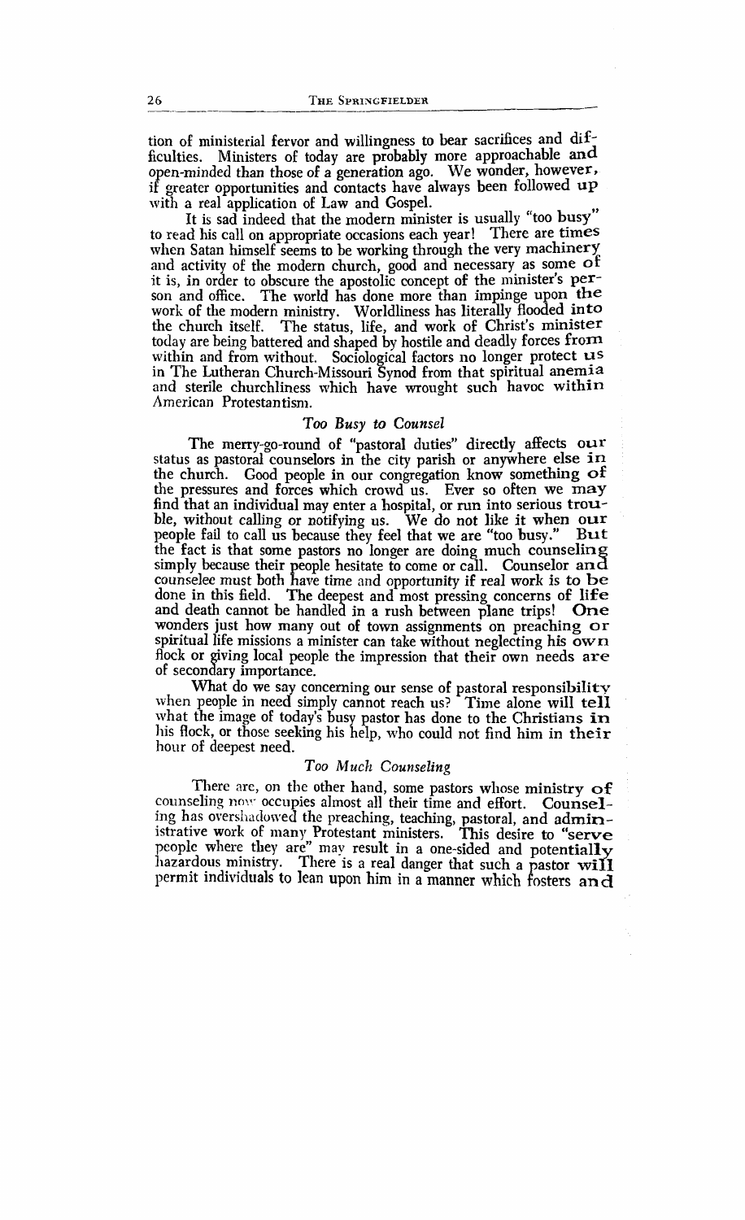tion of ministerial fervor and willingness to bear sacrifices and difficulties. Ministers of today are probably more approachable and open-minded than those of a generation ago. We wonder, however, if greater opportunities and contacts have always been followed up with a real application of Law and Gospel.

It is sad indeed that the modern minister is usually "too busy" to read his call on appropriate occasions each year! There are times when Satan himself seems to be working through the very machinery and activity of the modern church, good and necessary as some of it is, in order to obscure the apostolic concept of the minister's person and office. The world has done more than impinge upon the work of the modern ministry. Worldliness has literally flooded into the church itself. The status, life, and work of Christ's minister today are being battered and shaped by hostile and deadly forces from within and from without. Sociological factors no longer protect us in The Lutheran Church-Missouri Synod from that spiritual anemia and sterile churchliness which have wrought such havoc within American Protestantism.

### *Too Busy to Counsel*

The merry-go-round of "pastoral duties" directly affects our status as pastoral counselors in the city parish or anywhere else in the church. Good people in our congregation know something of the pressures and forces which crowd us. Ever so often we may find that an individual may enter a hospital, or run into serious trouble, without calling or notifying us. We do not like it when our people fail to call us because they feel that we are "too busy." But the fact is that some pastors no longer are doing much counseling simply because their people hesitate to come or call. Counselor and counselee must both have time and opportunity if real work is to be done in this field. The deepest and most pressing concerns of life and death cannot be handled in a rush between plane trips! One wonders just how many out of town assignments on preaching or spiritual life missions a minister can take without neglecting his own flock or giving local people the impression that their own needs are of secondary importance.

What do we say concerning our sense of pastoral responsibility when people in need simply cannot reach us? Time alone will tell what the image of today's busy pastor has done to the Christians in his flock, or those seeking his help, who could not find him in their hour of deepest need.

### *Too Much Counseling*

There are, on the other hand, some pastors whose ministry of counseling now occupies almost all their time and effort. Counseling has overshadowed the preaching, teaching, pastoral, and administrative work of many Protestant ministers. This desire to "serve people where they are" may result in a one-sided and potentially hazardous ministry. There is a real danger that such a pastor will permit individuals to lean upon him in a manner which fosters and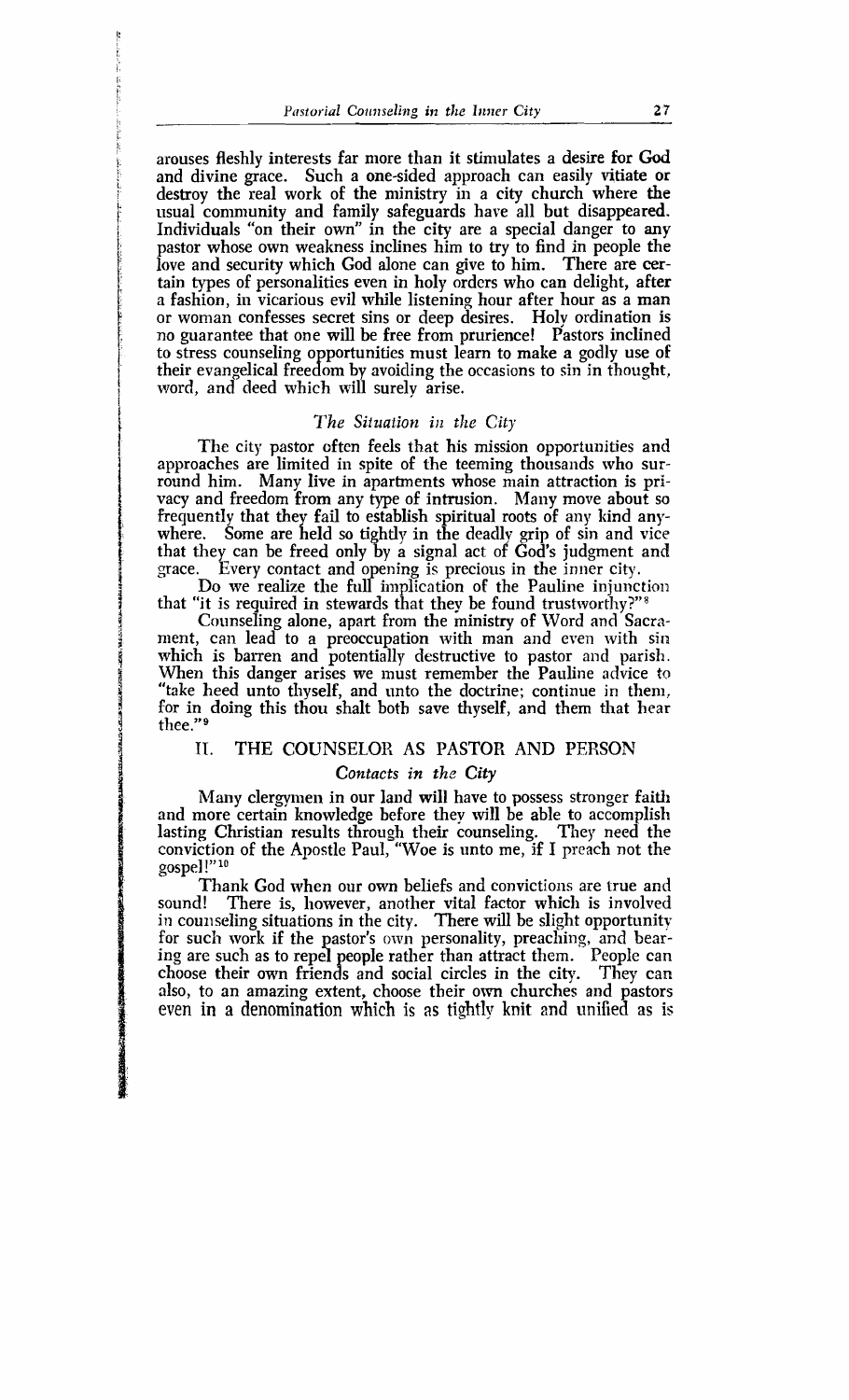arouses fleshly interests far more than it stimulates a desire for God and divine grace. Such a one-sided approach can easily vitiate or destroy the real work of the ministry in a city church where the usual community and family safeguards have all but disappeared. Individuals "on their own" in the city are a special danger to any pastor whose own weakness inclines him to try to find in people the love and security which God alone can give to him. There are certain types of personalities even in holy orders who can delight, after a fashion, in vicarious evil while listening hour after hour as a man or woman confesses secret sins or deep desires. Holy ordination is no guarantee that one will be free from prurience! Pastors inclined to stress counseling opportunities must learn to make a godly use of their evangelical freedom by avoiding the occasions to sin in thought, word, and deed which will surely arise.

### *The Situation in the City*

The city pastor often feels that his mission opportunities and approaches are limited in spite of the teeming thousands who surround him. Many live in apartments whose main attraction is privacy and freedom from any type of intrusion. Many move about so frequently that they fail to establish spiritual roots of any kind anywhere. Some are held so tightly in the deadly grip of sin and vice that they can be freed only by a signal act of God's judgment and grace. Every contact and opening is precious in the inner city.

Do we realize the full implication of the Pauline injunction that "it is required in stewards that they be found trustworthy?"[8]

Counseling alone, apart from the ministry of Word and Sacrament, can lead to a preoccupation with man and even with sin which is barren and potentially destructive to pastor and parish. When this danger arises we must remember the Pauline advice to "take heed unto thyself, and unto the doctrine; continue in them, for in doing this thou shalt both save thyself, and them that hear thee."[9]

## II. THE COUNSELOR AS PASTOR AND PERSON

### *Contacts in the City*

Many clergymen in our land will have to possess stronger faith and more certain knowledge before they will be able to accomplish lasting Christian results through their counseling. They need the conviction of the Apostle Paul, "Woe is unto me, if I preach not the gospel!"[10]

Thank God when our own beliefs and convictions are true and sound! There is, however, another vital factor which is involved in counseling situations in the city. There will be slight opportunity for such work if the pastor's own personality, preaching, and bearing are such as to repel people rather than attract them. People can choose their own friends and social circles in the city. They can also, to an amazing extent, choose their own churches and pastors even in a denomination which is as tightly knit and unified as is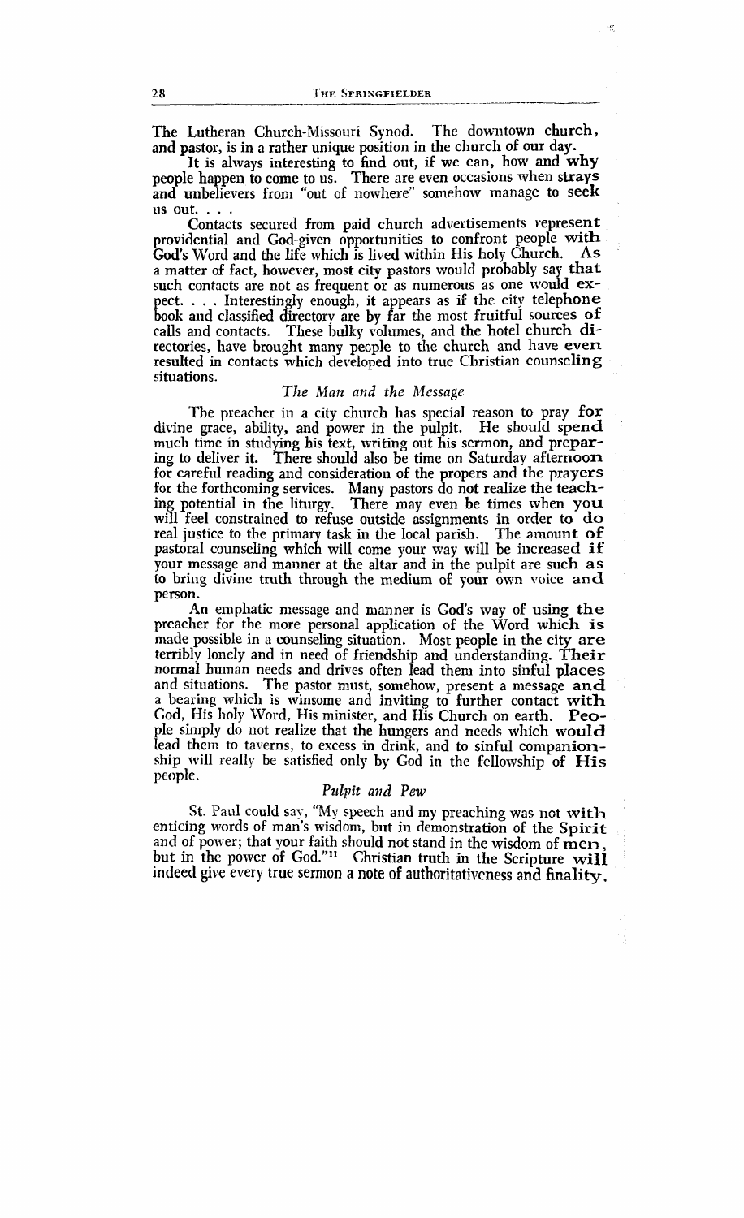The Lutheran Church-Missouri Synod. The downtown church, and pastor, is in a rather unique position in the church of our day.

It is always interesting to find out, if we can, how and why people happen to come to us. There are even occasions when strays and unbelievers from "out of nowhere" somehow manage to seek us out. . . .

Contacts secured from paid church advertisements represent providential and God-given opportunities to confront people with God's Word and the life which is lived within His holy Church. As a matter of fact, however, most city pastors would probably say that such contacts are not as frequent or as numerous as one would expect. . . . Interestingly enough, it appears as if the city telephone book and classified directory are by far the most fruitful sources of calls and contacts. These bulky volumes, and the hotel church directories, have brought many people to the church and have even resulted in contacts which developed into true Christian counseling situations.

### *The Man and the Message*

The preacher in a city church has special reason to pray for divine grace, ability, and power in the pulpit. He should spend much time in studying his text, writing out his sermon, and preparing to deliver it. There should also be time on Saturday afternoon for careful reading and consideration of the propers and the prayers for the forthcoming services. Many pastors do not realize the teaching potential in the liturgy. There may even be times when you will feel constrained to refuse outside assignments in order to do real justice to the primary task in the local parish. The amount of pastoral counseling which will come your way will be increased if your message and manner at the altar and in the pulpit are such as to bring divine truth through the medium of your own voice and person.

An emphatic message and manner is God's way of using the preacher for the more personal application of the Word which is made possible in a counseling situation. Most people in the city are terribly lonely and in need of friendship and understanding. Their normal human needs and drives often lead them into sinful places and situations. The pastor must, somehow, present a message and a bearing which is winsome and inviting to further contact with God, His holy Word, His minister, and His Church on earth. People simply do not realize that the hungers and needs which would lead them to taverns, to excess in drink, and to sinful companionship will really be satisfied only by God in the fellowship of His people.

### *Pulpit and Pew*

St. Paul could say, "My speech and my preaching was not with enticing words of man's wisdom, but in demonstration of the Spirit and of power; that your faith should not stand in the wisdom of men, but in the power of God."[11] Christian truth in the Scripture will indeed give every true sermon a note of authoritativeness and finality.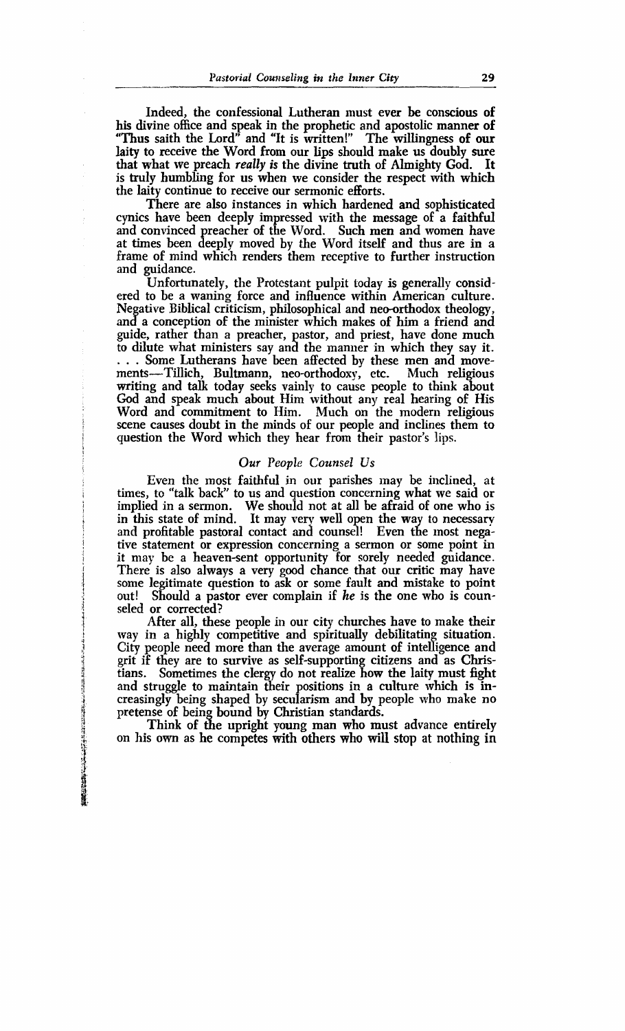Indeed, the confessional Lutheran must ever be conscious of his divine office and speak in the prophetic and apostolic manner of "Thus saith the Lord" and "It is written!" The willingness of our laity to receive the Word from our lips should make us doubly sure that what we preach *really is* the divine truth of Almighty God. It is truly humbling for us when we consider the respect with which the laity continue to receive our sermonic efforts.

There are also instances in which hardened and sophisticated cynics have been deeply impressed with the message of a faithful and convinced preacher of the Word. Such men and women have at times been deeply moved by the Word itself and thus are in a frame of mind which renders them receptive to further instruction and guidance.

Unfortunately, the Protestant pulpit today is generally considered to be a waning force and influence within American culture. Negative Biblical criticism, philosophical and neo-orthodox theology, and a conception of the minister which makes of him a friend and guide, rather than a preacher, pastor, and priest, have done much to dilute what ministers say and the manner in which they say it. . . . Some Lutherans have been affected by these men and movements—Tillich, Bultmann, neo-orthodoxy, etc. Much religious writing and talk today seeks vainly to cause people to think about God and speak much about Him without any real hearing of His Word and commitment to Him. Much on the modern religious scene causes doubt in the minds of our people and inclines them to question the Word which they hear from their pastor's lips.

### *Our People Counsel Us*

Even the most faithful in our parishes may be inclined, at times, to "talk back" to us and question concerning what we said or implied in a sermon. We should not at all be afraid of one who is in this state of mind. It may very well open the way to necessary and profitable pastoral contact and counsel! Even the most negative statement or expression concerning a sermon or some point in it may be a heaven-sent opportunity for sorely needed guidance. There is also always a very good chance that our critic may have some legitimate question to ask or some fault and mistake to point out! Should a pastor ever complain if *he* is the one who is counseled or corrected?

After all, these people in our city churches have to make their way in a highly competitive and spiritually debilitating situation. City people need more than the average amount of intelligence and grit if they are to survive as self-supporting citizens and as Christians. Sometimes the clergy do not realize how the laity must fight and struggle to maintain their positions in a culture which is increasingly being shaped by secularism and by people who make no pretense of being bound by Christian standards.

Think of the upright young man who must advance entirely on his own as he competes with others who will stop at nothing in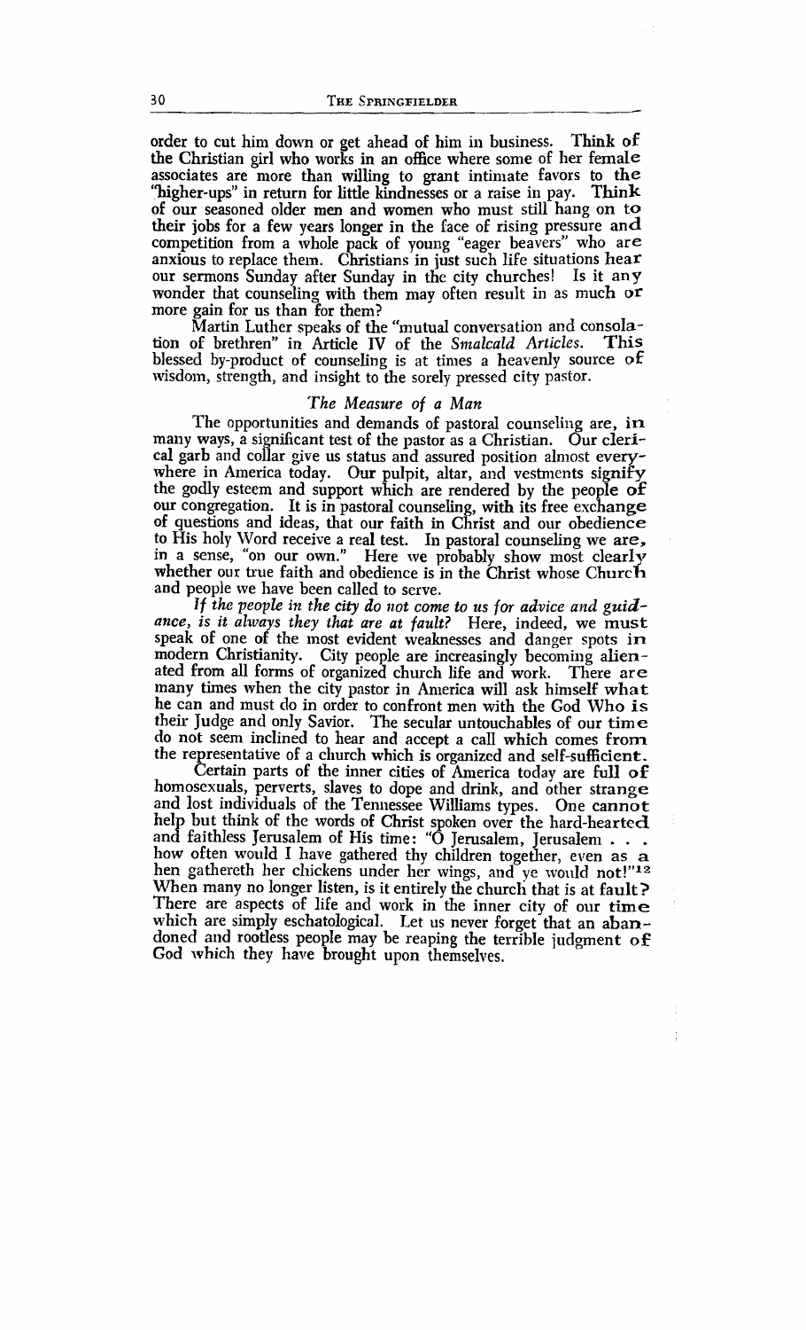order to cut him down or get ahead of him in business. Think of the Christian girl who works in an office where some of her female associates are more than willing to grant intimate favors to the "higher-ups" in return for little kindnesses or a raise in pay. Think of our seasoned older men and women who must still hang on to their jobs for a few years longer in the face of rising pressure and competition from a whole pack of young "eager beavers" who are anxious to replace them. Christians in just such life situations hear our sermons Sunday after Sunday in the city churches! Is it any wonder that counseling with them may often result in as much or more gain for us than for them?

Martin Luther speaks of the "mutual conversation and consolation of brethren" in Article IV of the *Smalcald Articles*. This blessed by-product of counseling is at times a heavenly source of wisdom, strength, and insight to the sorely pressed city pastor.

### *The Measure of a Man*

The opportunities and demands of pastoral counseling are, in many ways, a significant test of the pastor as a Christian. Our clerical garb and collar give us status and assured position almost everywhere in America today. Our pulpit, altar, and vestments signify the godly esteem and support which are rendered by the people of our congregation. It is in pastoral counseling, with its free exchange of questions and ideas, that our faith in Christ and our obedience to His holy Word receive a real test. In pastoral counseling we are, in a sense, "on our own." Here we probably show most clearly whether our true faith and obedience is in the Christ whose Church and people we have been called to serve.

*If the people in the city do not come to us for advice and guidance, is it always they that are at fault?* Here, indeed, we must speak of one of the most evident weaknesses and danger spots in modern Christianity. City people are increasingly becoming alienated from all forms of organized church life and work. There are many times when the city pastor in America will ask himself what he can and must do in order to confront men with the God Who is their Judge and only Savior. The secular untouchables of our time do not seem inclined to hear and accept a call which comes from the representative of a church which is organized and self-sufficient.

Certain parts of the inner cities of America today are full of homosexuals, perverts, slaves to dope and drink, and other strange and lost individuals of the Tennessee Williams types. One cannot help but think of the words of Christ spoken over the hard-hearted and faithless Jerusalem of His time: "O Jerusalem, Jerusalem . . . how often would I have gathered thy children together, even as a hen gathereth her chickens under her wings, and ye would not!"[12] When many no longer listen, is it entirely the church that is at fault? There are aspects of life and work in the inner city of our time which are simply eschatological. Let us never forget that an abandoned and rootless people may be reaping the terrible judgment of God which they have brought upon themselves.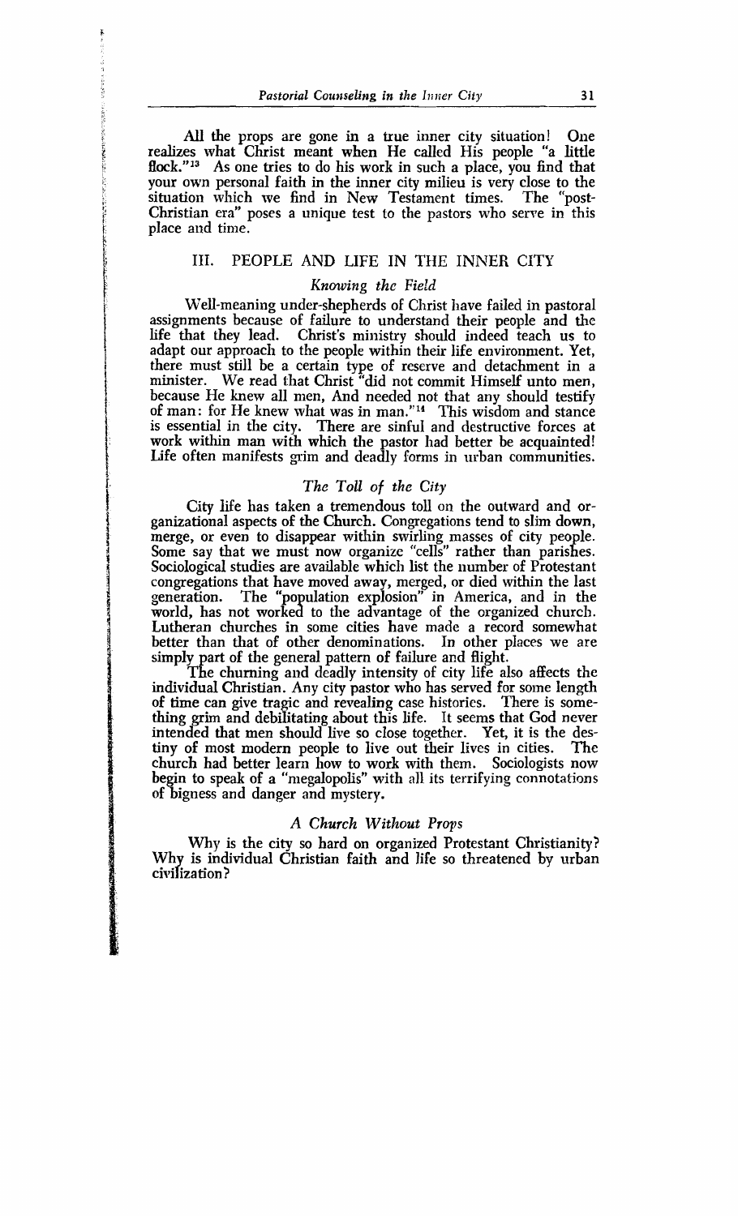All the props are gone in a true inner city situation! One realizes what Christ meant when He called His people "a little flock."[13] As one tries to do his work in such a place, you find that your own personal faith in the inner city milieu is very close to the situation which we find in New Testament times. The "post-Christian era" poses a unique test to the pastors who serve in this place and time.

## III. PEOPLE AND LIFE IN THE INNER CITY

### *Knowing the Field*

Well-meaning under-shepherds of Christ have failed in pastoral assignments because of failure to understand their people and the life that they lead. Christ's ministry should indeed teach us to adapt our approach to the people within their life environment. Yet, there must still be a certain type of reserve and detachment in a minister. We read that Christ "did not commit Himself unto men, because He knew all men, And needed not that any should testify of man: for He knew what was in man."[14] This wisdom and stance is essential in the city. There are sinful and destructive forces at work within man with which the pastor had better be acquainted! Life often manifests grim and deadly forms in urban communities.

### *The Toll of the City*

City life has taken a tremendous toll on the outward and organizational aspects of the Church. Congregations tend to slim down, merge, or even to disappear within swirling masses of city people. Some say that we must now organize "cells" rather than parishes. Sociological studies are available which list the number of Protestant congregations that have moved away, merged, or died within the last generation. The "population explosion" in America, and in the world, has not worked to the advantage of the organized church. Lutheran churches in some cities have made a record somewhat better than that of other denominations. In other places we are simply part of the general pattern of failure and flight.

The churning and deadly intensity of city life also affects the individual Christian. Any city pastor who has served for some length of time can give tragic and revealing case histories. There is something grim and debilitating about this life. It seems that God never intended that men should live so close together. Yet, it is the destiny of most modern people to live out their lives in cities. The church had better learn how to work with them. Sociologists now begin to speak of a "megalopolis" with all its terrifying connotations of bigness and danger and mystery.

### *A Church Without Props*

Why is the city so hard on organized Protestant Christianity? Why is individual Christian faith and life so threatened by urban civilization?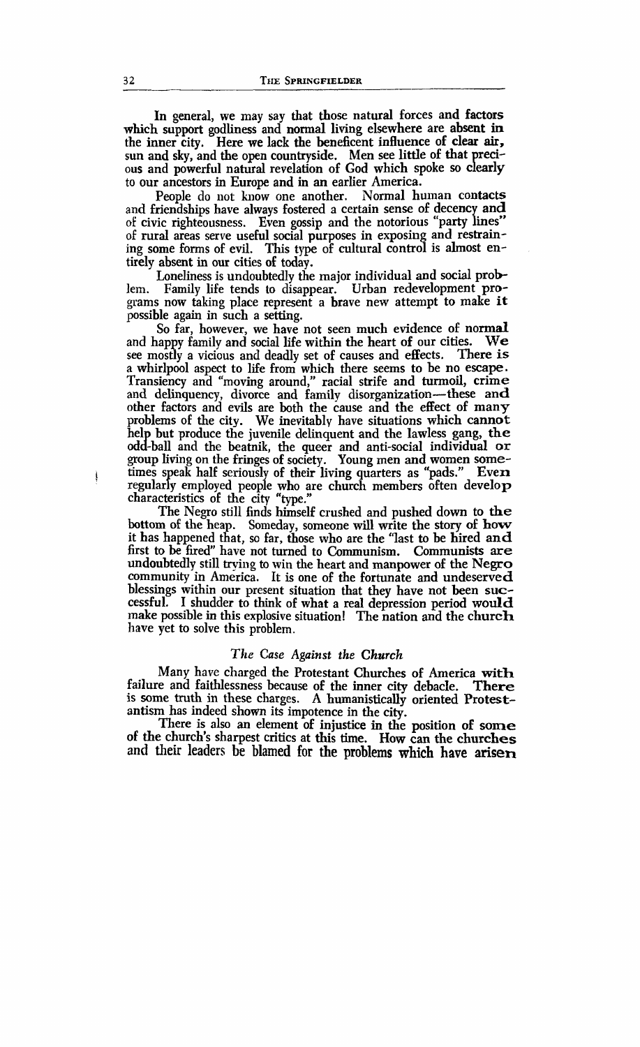In general, we may say that those natural forces and factors which support godliness and normal living elsewhere are absent in the inner city. Here we lack the beneficent influence of clear air, sun and sky, and the open countryside. Men see little of that precious and powerful natural revelation of God which spoke so clearly to our ancestors in Europe and in an earlier America.

People do not know one another. Normal human contacts and friendships have always fostered a certain sense of decency and of civic righteousness. Even gossip and the notorious "party lines" of rural areas serve useful social purposes in exposing and restraining some forms of evil. This type of cultural control is almost entirely absent in our cities of today.

Loneliness is undoubtedly the major individual and social problem. Family life tends to disappear. Urban redevelopment programs now taking place represent a brave new attempt to make it possible again in such a setting.

So far, however, we have not seen much evidence of normal and happy family and social life within the heart of our cities. We see mostly a vicious and deadly set of causes and effects. There is a whirlpool aspect to life from which there seems to be no escape. Transiency and "moving around," racial strife and turmoil, crime and delinquency, divorce and family disorganization—these and other factors and evils are both the cause and the effect of many problems of the city. We inevitably have situations which cannot help but produce the juvenile delinquent and the lawless gang, the odd-ball and the beatnik, the queer and anti-social individual or group living on the fringes of society. Young men and women sometimes speak half seriously of their living quarters as "pads." Even regularly employed people who are church members often develop characteristics of the city "type."

The Negro still finds himself crushed and pushed down to the bottom of the heap. Someday, someone will write the story of how it has happened that, so far, those who are the "last to be hired and first to be fired" have not turned to Communism. Communists are undoubtedly still trying to win the heart and manpower of the Negro community in America. It is one of the fortunate and undeserved blessings within our present situation that they have not been successful. I shudder to think of what a real depression period would make possible in this explosive situation! The nation and the church have yet to solve this problem.

### *The Case Against the Church*

Many have charged the Protestant Churches of America with failure and faithlessness because of the inner city debacle. There is some truth in these charges. A humanistically oriented Protestantism has indeed shown its impotence in the city.

There is also an element of injustice in the position of some of the church's sharpest critics at this time. How can the churches and their leaders be blamed for the problems which have arisen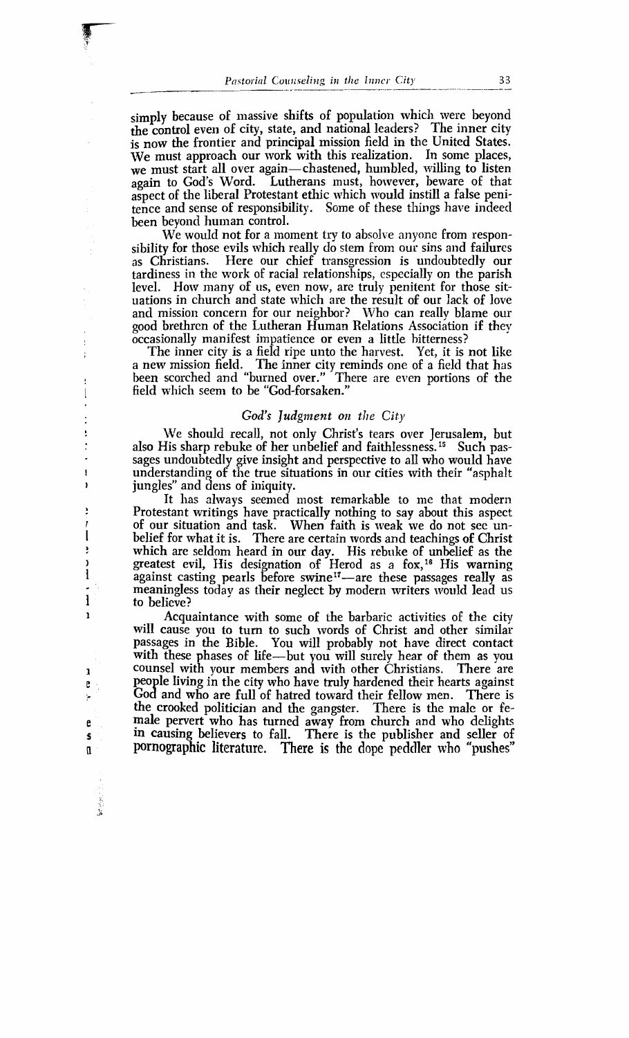simply because of massive shifts of population which were beyond the control even of city, state, and national leaders? The inner city is now the frontier and principal mission field in the United States. We must approach our work with this realization. In some places, we must start all over again—chastened, humbled, willing to listen again to God's Word. Lutherans must, however, beware of that aspect of the liberal Protestant ethic which would instill a false penitence and sense of responsibility. Some of these things have indeed been beyond human control.

We would not for a moment try to absolve anyone from responsibility for those evils which really do stem from our sins and failures as Christians. Here our chief transgression is undoubtedly our tardiness in the work of racial relationships, especially on the parish level. How many of us, even now, are truly penitent for those situations in church and state which are the result of our lack of love and mission concern for our neighbor? Who can really blame our good brethren of the Lutheran Human Relations Association if they occasionally manifest impatience or even a little bitterness?

The inner city is a field ripe unto the harvest. Yet, it is not like a new mission field. The inner city reminds one of a field that has been scorched and "burned over." There are even portions of the field which seem to be "God-forsaken."

### *God's Judgment on the City*

We should recall, not only Christ's tears over Jerusalem, but also His sharp rebuke of her unbelief and faithlessness.[15] Such passages undoubtedly give insight and perspective to all who would have understanding of the true situations in our cities with their "asphalt jungles" and dens of iniquity.

It has always seemed most remarkable to me that modern Protestant writings have practically nothing to say about this aspect of our situation and task. When faith is weak we do not see unbelief for what it is. There are certain words and teachings of Christ which are seldom heard in our day. His rebuke of unbelief as the greatest evil, His designation of Herod as a fox,[16] His warning against casting pearls before swine[17]—are these passages really as meaningless today as their neglect by modern writers would lead us to believe?

Acquaintance with some of the barbaric activities of the city will cause you to turn to such words of Christ and other similar passages in the Bible. You will probably not have direct contact with these phases of life—but you will surely hear of them as you counsel with your members and with other Christians. There are people living in the city who have truly hardened their hearts against God and who are full of hatred toward their fellow men. There is the crooked politician and the gangster. There is the male or female pervert who has turned away from church and who delights in causing believers to fall. There is the publisher and seller of pornographic literature. There is the dope peddler who "pushes"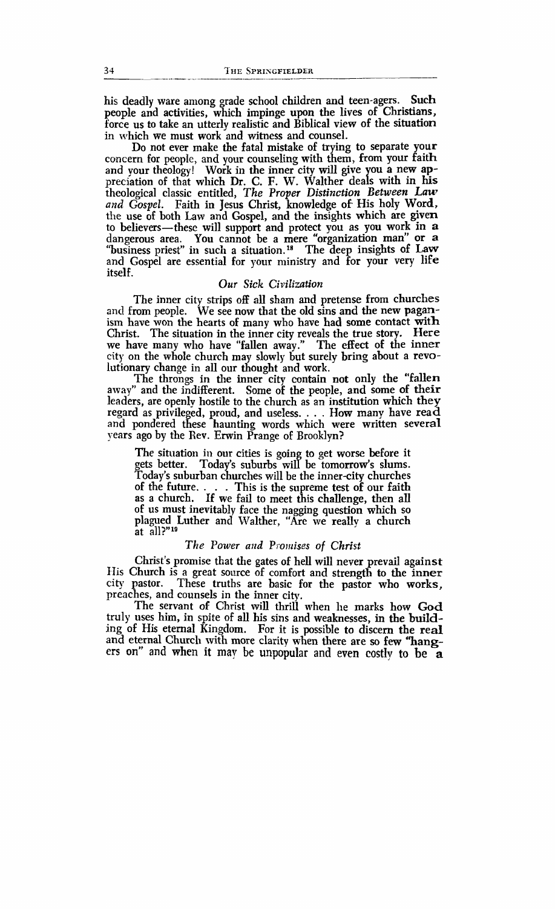his deadly ware among grade school children and teen-agers. Such people and activities, which impinge upon the lives of Christians, force us to take an utterly realistic and Biblical view of the situation in which we must work and witness and counsel.

Do not ever make the fatal mistake of trying to separate your concern for people, and your counseling with them, from your faith and your theology! Work in the inner city will give you a new appreciation of that which Dr. C. F. W. Walther deals with in his theological classic entitled, *The Proper Distinction Between Law and Gospel.* Faith in Jesus Christ, knowledge of His holy Word, the use of both Law and Gospel, and the insights which are given to believers—these will support and protect you as you work in a dangerous area. You cannot be a mere "organization man" or a "business priest" in such a situation.[18] The deep insights of Law and Gospel are essential for your ministry and for your very life itself.

### *Our Sick Civilization*

The inner city strips off all sham and pretense from churches and from people. We see now that the old sins and the new paganism have won the hearts of many who have had some contact with Christ. The situation in the inner city reveals the true story. Here we have many who have "fallen away." The effect of the inner city on the whole church may slowly but surely bring about a revolutionary change in all our thought and work.

The throngs in the inner city contain not only the "fallen away" and the indifferent. Some of the people, and some of their leaders, are openly hostile to the church as an institution which they regard as privileged, proud, and useless. . . . How many have read and pondered these haunting words which were written several years ago by the Rev. Erwin Prange of Brooklyn?

> The situation in our cities is going to get worse before it gets better. Today's suburbs will be tomorrow's slums. Today's suburban churches will be the inner-city churches of the future. . . . This is the supreme test of our faith as a church. If we fail to meet this challenge, then all of us must inevitably face the nagging question which so plagued Luther and Walther, "Are we really a church at all?"[19]

### *The Power and Promises of Christ*

Christ's promise that the gates of hell will never prevail against His Church is a great source of comfort and strength to the inner city pastor. These truths are basic for the pastor who works, preaches, and counsels in the inner city.

The servant of Christ will thrill when he marks how God truly uses him, in spite of all his sins and weaknesses, in the building of His eternal Kingdom. For it is possible to discern the real and eternal Church with more clarity when there are so few "hangers on" and when it may be unpopular and even costly to be a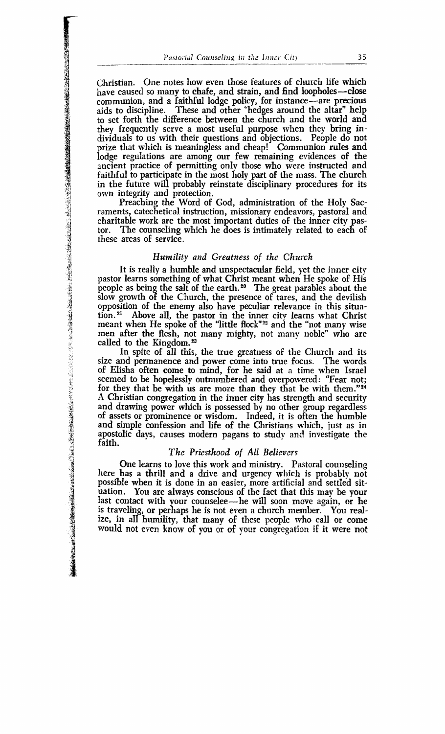Christian. One notes how even those features of church life which have caused so many to chafe, and strain, and find loopholes—close communion, and a faithful lodge policy, for instance—are precious aids to discipline. These and other "hedges around the altar" help to set forth the difference between the church and the world and they frequently serve a most useful purpose when they bring individuals to us with their questions and objections. People do not prize that which is meaningless and cheap! Communion rules and lodge regulations are among our few remaining evidences of the ancient practice of permitting only those who were instructed and faithful to participate in the most holy part of the mass. The church in the future will probably reinstate disciplinary procedures for its own integrity and protection.

Preaching the Word of God, administration of the Holy Sacraments, catechetical instruction, missionary endeavors, pastoral and charitable work are the most important duties of the inner city pastor. The counseling which he does is intimately related to each of these areas of service.

### *Humility and Greatness of the Church*

It is really a humble and unspectacular field, yet the inner city pastor learns something of what Christ meant when He spoke of His people as being the salt of the earth.[20] The great parables about the slow growth of the Church, the presence of tares, and the devilish opposition of the enemy also have peculiar relevance in this situation.[21] Above all, the pastor in the inner city learns what Christ meant when He spoke of the "little flock"[22] and the "not many wise men after the flesh, not many mighty, not many noble" who are called to the Kingdom.[23]

In spite of all this, the true greatness of the Church and its size and permanence and power come into true focus. The words of Elisha often come to mind, for he said at a time when Israel seemed to be hopelessly outnumbered and overpowered: "Fear not; for they that be with us are more than they that be with them."[24] A Christian congregation in the inner city has strength and security and drawing power which is possessed by no other group regardless of assets or prominence or wisdom. Indeed, it is often the humble and simple confession and life of the Christians which, just as in apostolic days, causes modern pagans to study and investigate the faith.

### *The Priesthood of All Believers*

One learns to love this work and ministry. Pastoral counseling here has a thrill and a drive and urgency which is probably not possible when it is done in an easier, more artificial and settled situation. You are always conscious of the fact that this may be your last contact with your counselee—he will soon move again, or he is traveling, or perhaps he is not even a church member. You realize, in all humility, that many of these people who call or come would not even know of you or of your congregation if it were not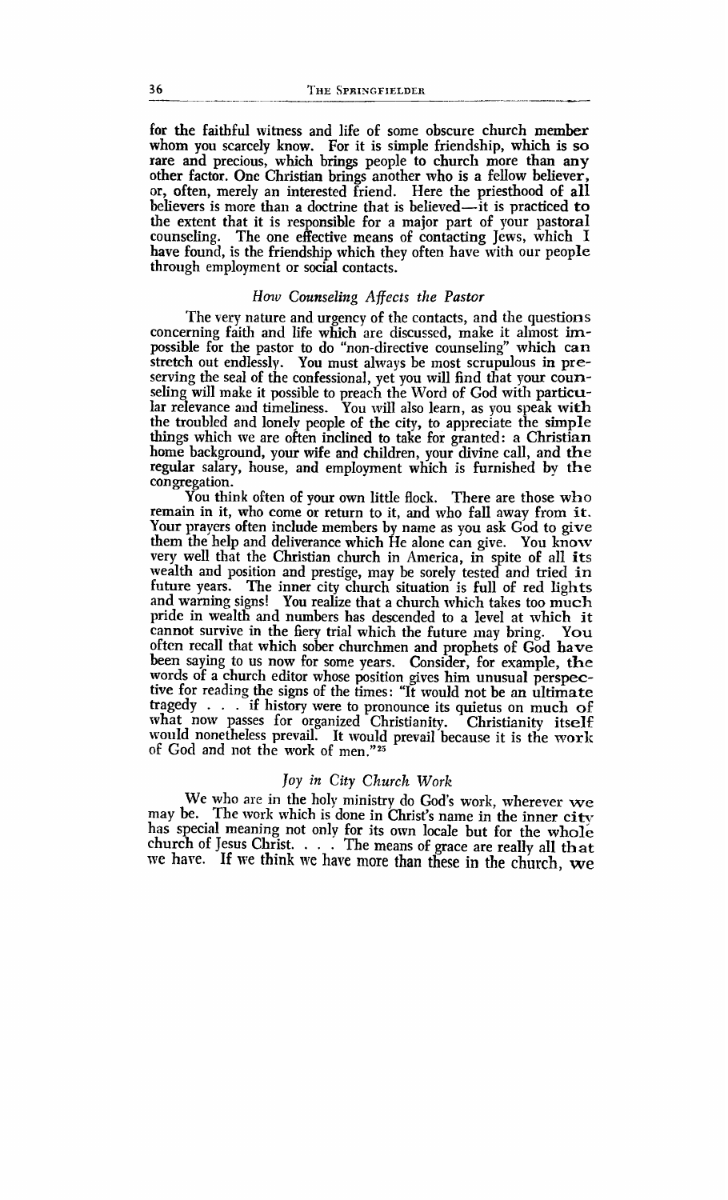for the faithful witness and life of some obscure church member whom you scarcely know. For it is simple friendship, which is so rare and precious, which brings people to church more than any other factor. One Christian brings another who is a fellow believer, or, often, merely an interested friend. Here the priesthood of all believers is more than a doctrine that is believed—it is practiced to the extent that it is responsible for a major part of your pastoral counseling. The one effective means of contacting Jews, which I have found, is the friendship which they often have with our people through employment or social contacts.

### *How Counseling Affects the Pastor*

The very nature and urgency of the contacts, and the questions concerning faith and life which are discussed, make it almost impossible for the pastor to do "non-directive counseling" which can stretch out endlessly. You must always be most scrupulous in preserving the seal of the confessional, yet you will find that your counseling will make it possible to preach the Word of God with particular relevance and timeliness. You will also learn, as you speak with the troubled and lonely people of the city, to appreciate the simple things which we are often inclined to take for granted: a Christian home background, your wife and children, your divine call, and the regular salary, house, and employment which is furnished by the congregation.

You think often of your own little flock. There are those who remain in it, who come or return to it, and who fall away from it. Your prayers often include members by name as you ask God to give them the help and deliverance which He alone can give. You know very well that the Christian church in America, in spite of all its wealth and position and prestige, may be sorely tested and tried in future years. The inner city church situation is full of red lights and warning signs! You realize that a church which takes too much pride in wealth and numbers has descended to a level at which it cannot survive in the fiery trial which the future may bring. You often recall that which sober churchmen and prophets of God have been saying to us now for some years. Consider, for example, the words of a church editor whose position gives him unusual perspective for reading the signs of the times: "It would not be an ultimate tragedy . . . if history were to pronounce its quietus on much of what now passes for organized Christianity. Christianity itself would nonetheless prevail. It would prevail because it is the work of God and not the work of men."[25]

### *Joy in City Church Work*

We who are in the holy ministry do God's work, wherever we may be. The work which is done in Christ's name in the inner city has special meaning not only for its own locale but for the whole church of Jesus Christ. . . . The means of grace are really all that we have. If we think we have more than these in the church, we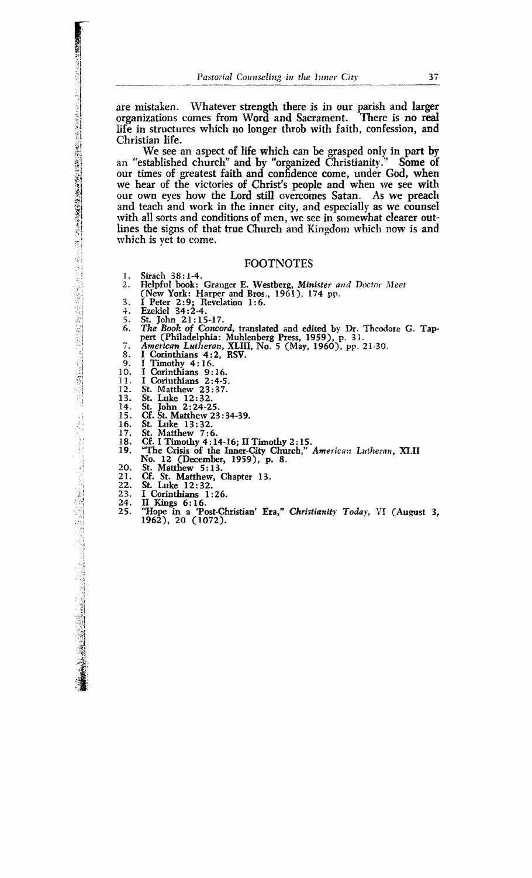are mistaken. Whatever strength there is in our parish and larger organizations comes from Word and Sacrament. There is no real life in structures which no longer throb with faith, confession, and Christian life.

We see an aspect of life which can be grasped only in part by an "established church" and by "organized Christianity." Some of our times of greatest faith and confidence come, under God, when we hear of the victories of Christ's people and when we see with our own eyes how the Lord still overcomes Satan. As we preach and teach and work in the inner city, and especially as we counsel with all sorts and conditions of men, we see in somewhat clearer outlines the signs of that true Church and Kingdom which now is and which is yet to come.

## FOOTNOTES

1. Sirach 38:1-4.
2. Helpful book: Granger E. Westberg, *Minister and Doctor Meet* (New York: Harper and Bros., 1961), 174 pp.
3. I Peter 2:9; Revelation 1:6.
4. Ezekiel 34:2-4.
5. St. John 21:15-17.
6. *The Book of Concord*, translated and edited by Dr. Theodore G. Tappert (Philadelphia: Muhlenberg Press, 1959), p. 31.
7. *American Lutheran*, XLIII, No. 5 (May, 1960), pp. 21-30.
8. I Corinthians 4:2, RSV.
9. I Timothy 4:16.
10. I Corinthians 9:16.
11. I Corinthians 2:4-5.
12. St. Matthew 23:37.
13. St. Luke 12:32.
14. St. John 2:24-25.
15. Cf. St. Matthew 23:34-39.
16. St. Luke 13:32.
17. St. Matthew 7:6.
18. Cf. I Timothy 4:14-16; II Timothy 2:15.
19. "The Crisis of the Inner-City Church," *American Lutheran*, XLII No. 12 (December, 1959), p. 8.
20. St. Matthew 5:13.
21. Cf. St. Matthew, Chapter 13.
22. St. Luke 12:32.
23. I Corinthians 1:26.
24. II Kings 6:16.
25. "Hope in a 'Post-Christian' Era," *Christianity Today*, VI (August 3, 1962), 20 (1072).